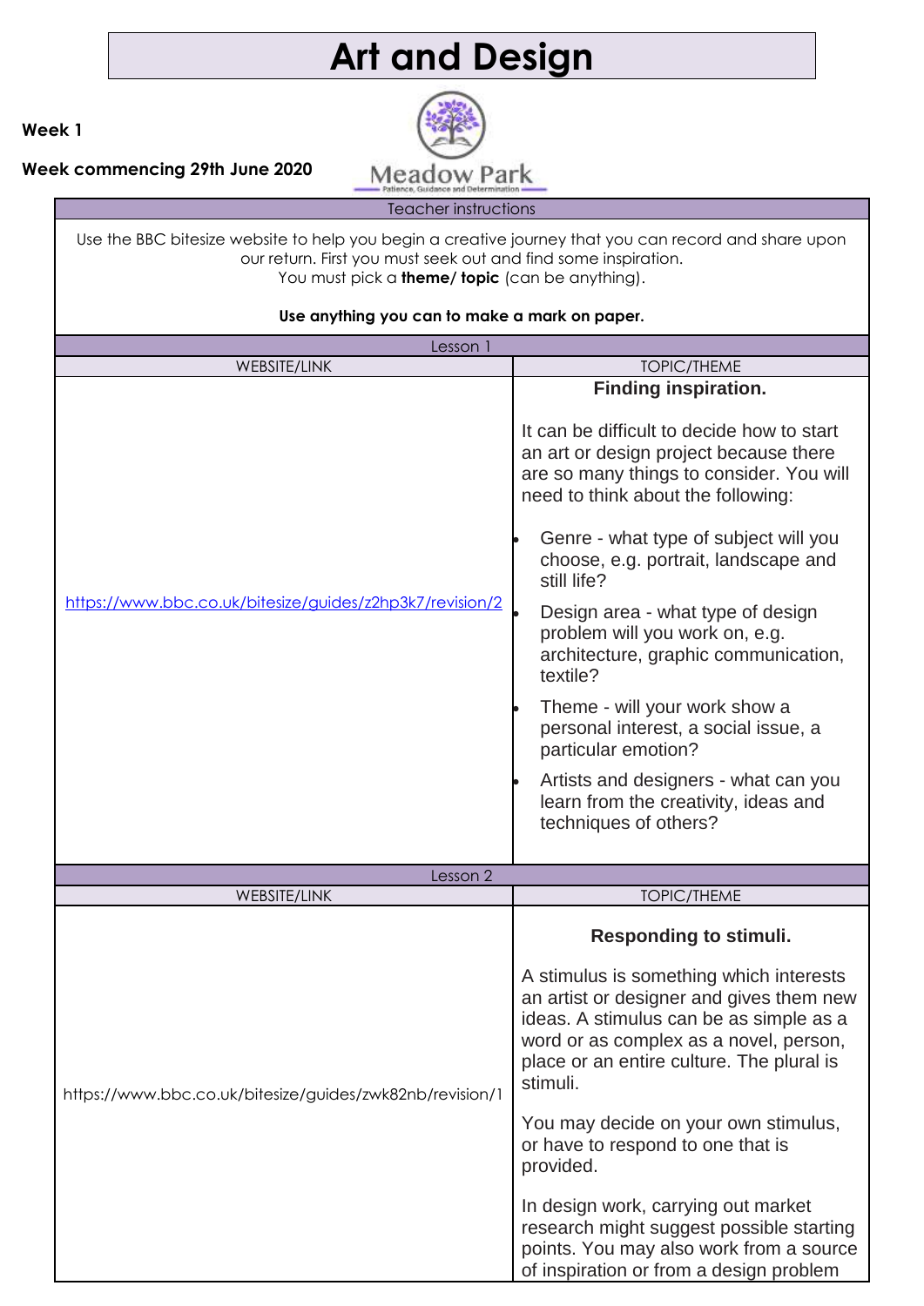# Art and Design

**Week 1**

**Week commencing 29th June 2020**

Meadow Park
Patience, Guidance and Determination

| Teacher instructions | |
|---|---|
| Use the BBC bitesize website to help you begin a creative journey that you can record and share upon our return. First you must seek out and find some inspiration. You must pick a **theme/ topic** (can be anything). **Use anything you can to make a mark on paper.** | |
| **Lesson 1** | |
| WEBSITE/LINK | TOPIC/THEME |
| https://www.bbc.co.uk/bitesize/guides/z2hp3k7/revision/2 | **Finding inspiration.** It can be difficult to decide how to start an art or design project because there are so many things to consider. You will need to think about the following: <br>• Genre - what type of subject will you choose, e.g. portrait, landscape and still life? <br>• Design area - what type of design problem will you work on, e.g. architecture, graphic communication, textile? <br>• Theme - will your work show a personal interest, a social issue, a particular emotion? <br>• Artists and designers - what can you learn from the creativity, ideas and techniques of others? |
| **Lesson 2** | |
| WEBSITE/LINK | TOPIC/THEME |
| https://www.bbc.co.uk/bitesize/guides/zwk82nb/revision/1 | **Responding to stimuli.** A stimulus is something which interests an artist or designer and gives them new ideas. A stimulus can be as simple as a word or as complex as a novel, person, place or an entire culture. The plural is stimuli. You may decide on your own stimulus, or have to respond to one that is provided. In design work, carrying out market research might suggest possible starting points. You may also work from a source of inspiration or from a design problem |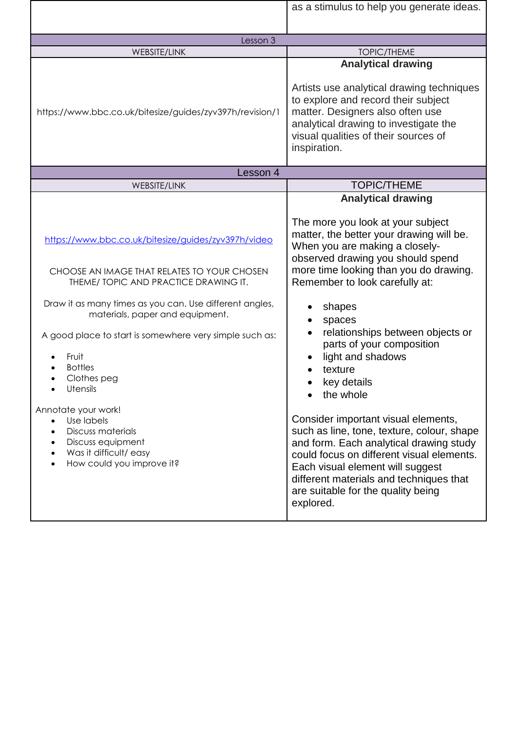| | |
|---|---|
| | as a stimulus to help you generate ideas. |

| Lesson 3 | |
|---|---|
| WEBSITE/LINK | TOPIC/THEME |
| https://www.bbc.co.uk/bitesize/guides/zyv397h/revision/1 | **Analytical drawing**<br><br>Artists use analytical drawing techniques to explore and record their subject matter. Designers also often use analytical drawing to investigate the visual qualities of their sources of inspiration. |

| Lesson 4 | |
|---|---|
| WEBSITE/LINK | TOPIC/THEME |
| https://www.bbc.co.uk/bitesize/guides/zyv397h/video<br><br>CHOOSE AN IMAGE THAT RELATES TO YOUR CHOSEN THEME/ TOPIC AND PRACTICE DRAWING IT.<br><br>Draw it as many times as you can. Use different angles, materials, paper and equipment.<br><br>A good place to start is somewhere very simple such as:<br>• Fruit<br>• Bottles<br>• Clothes peg<br>• Utensils<br><br>Annotate your work!<br>• Use labels<br>• Discuss materials<br>• Discuss equipment<br>• Was it difficult/ easy<br>• How could you improve it? | **Analytical drawing**<br><br>The more you look at your subject matter, the better your drawing will be. When you are making a closely-observed drawing you should spend more time looking than you do drawing. Remember to look carefully at:<br>• shapes<br>• spaces<br>• relationships between objects or parts of your composition<br>• light and shadows<br>• texture<br>• key details<br>• the whole<br><br>Consider important visual elements, such as line, tone, texture, colour, shape and form. Each analytical drawing study could focus on different visual elements. Each visual element will suggest different materials and techniques that are suitable for the quality being explored. |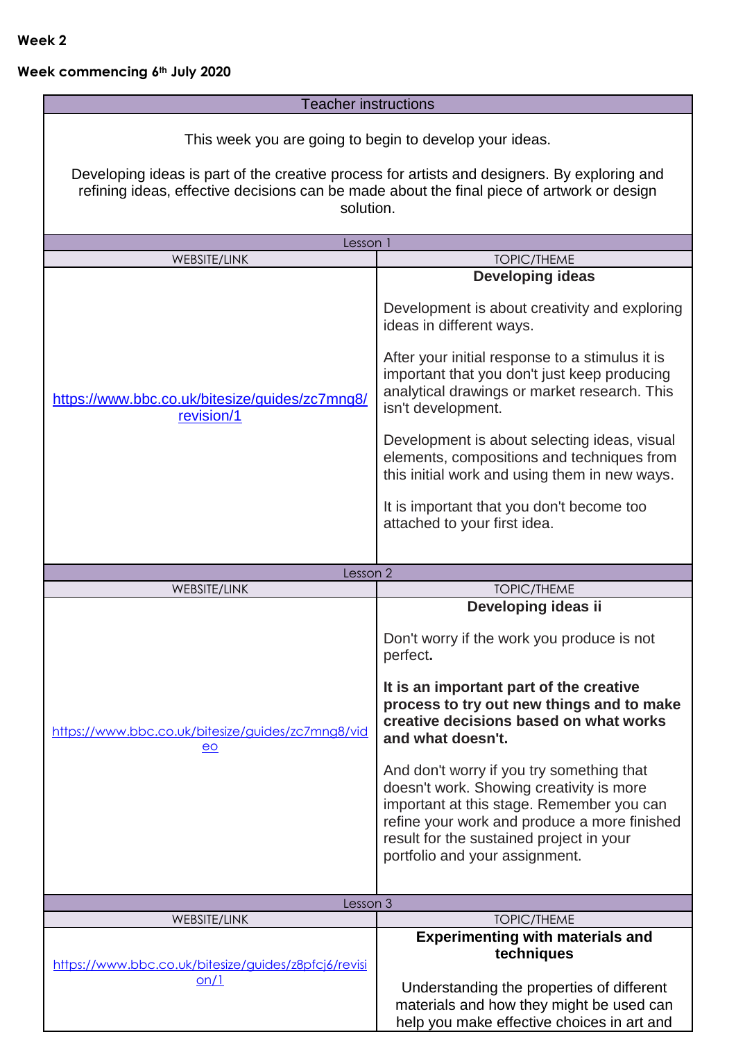**Week 2**

**Week commencing 6th July 2020**

| Teacher instructions | |
|---|---|
| This week you are going to begin to develop your ideas.<br><br>Developing ideas is part of the creative process for artists and designers. By exploring and refining ideas, effective decisions can be made about the final piece of artwork or design solution. | |
| Lesson 1 | |
| WEBSITE/LINK | TOPIC/THEME |
| https://www.bbc.co.uk/bitesize/guides/zc7mng8/revision/1 | **Developing ideas**<br><br>Development is about creativity and exploring ideas in different ways.<br><br>After your initial response to a stimulus it is important that you don't just keep producing analytical drawings or market research. This isn't development.<br><br>Development is about selecting ideas, visual elements, compositions and techniques from this initial work and using them in new ways.<br><br>It is important that you don't become too attached to your first idea. |
| Lesson 2 | |
| WEBSITE/LINK | TOPIC/THEME |
| https://www.bbc.co.uk/bitesize/guides/zc7mng8/video | **Developing ideas ii**<br><br>Don't worry if the work you produce is not perfect**.**<br><br>**It is an important part of the creative process to try out new things and to make creative decisions based on what works and what doesn't.**<br><br>And don't worry if you try something that doesn't work. Showing creativity is more important at this stage. Remember you can refine your work and produce a more finished result for the sustained project in your portfolio and your assignment. |
| Lesson 3 | |
| WEBSITE/LINK | TOPIC/THEME |
| https://www.bbc.co.uk/bitesize/guides/z8pfcj6/revision/1 | **Experimenting with materials and techniques**<br><br>Understanding the properties of different materials and how they might be used can help you make effective choices in art and |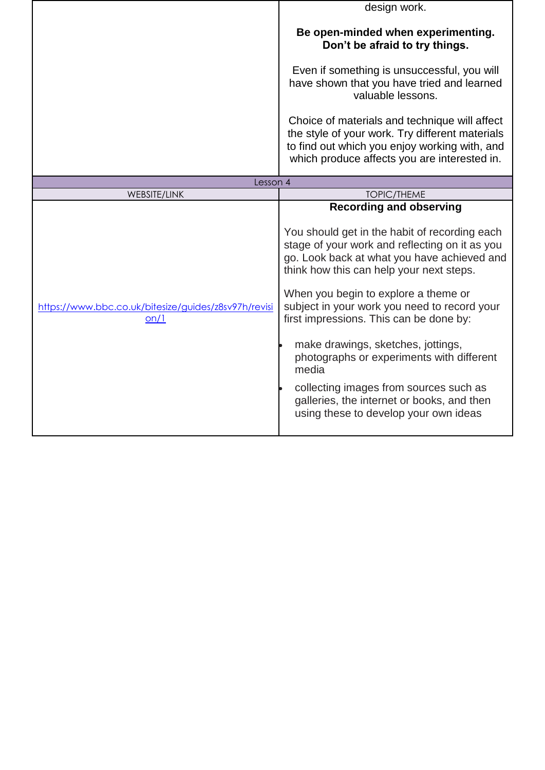| | |
|---|---|
| | design work.<br><br>**Be open-minded when experimenting. Don't be afraid to try things.**<br><br>Even if something is unsuccessful, you will have shown that you have tried and learned valuable lessons.<br><br>Choice of materials and technique will affect the style of your work. Try different materials to find out which you enjoy working with, and which produce affects you are interested in. |
| Lesson 4 | |
| WEBSITE/LINK | TOPIC/THEME |
| https://www.bbc.co.uk/bitesize/guides/z8sv97h/revision/1 | **Recording and observing**<br><br>You should get in the habit of recording each stage of your work and reflecting on it as you go. Look back at what you have achieved and think how this can help your next steps.<br><br>When you begin to explore a theme or subject in your work you need to record your first impressions. This can be done by:<br><br>• make drawings, sketches, jottings, photographs or experiments with different media<br><br>• collecting images from sources such as galleries, the internet or books, and then using these to develop your own ideas |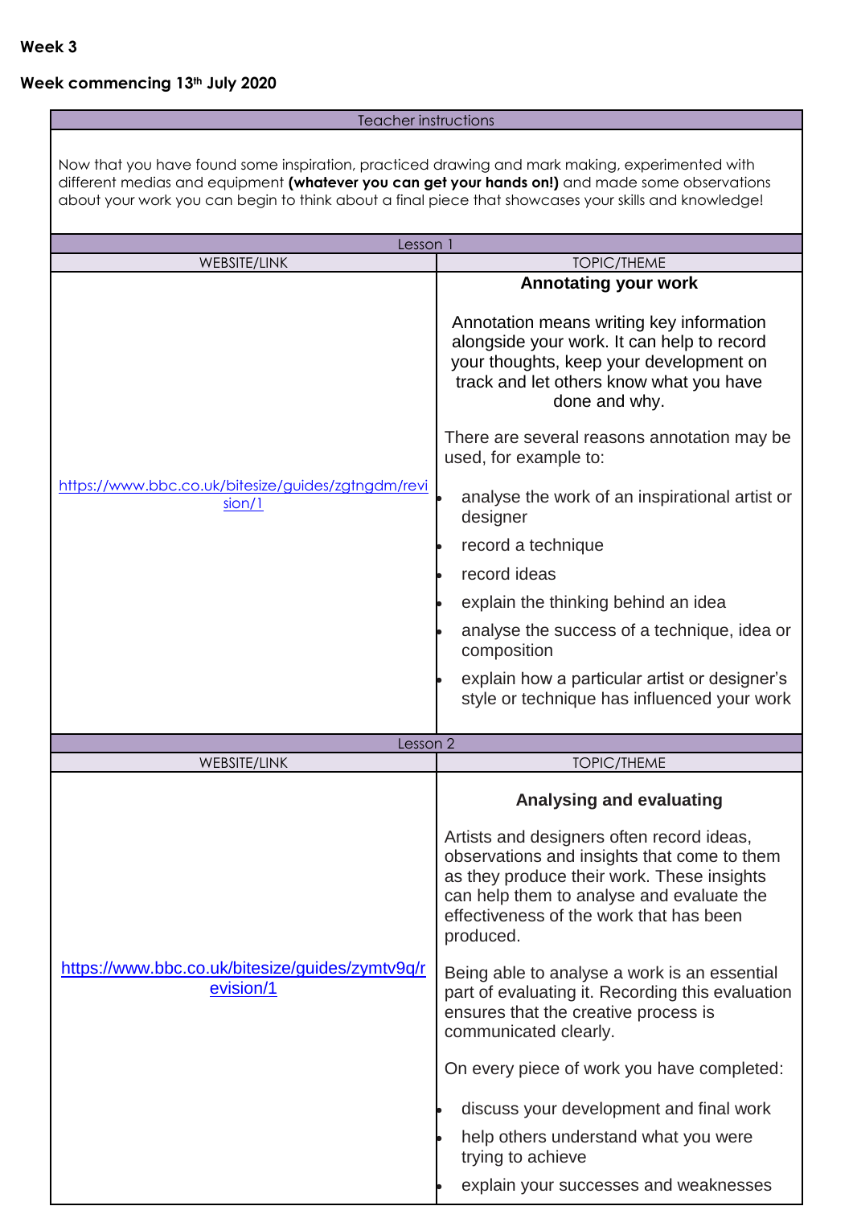**Week 3**

**Week commencing 13th July 2020**

| Teacher instructions | |
|---|---|
| Now that you have found some inspiration, practiced drawing and mark making, experimented with different medias and equipment **(whatever you can get your hands on!)** and made some observations about your work you can begin to think about a final piece that showcases your skills and knowledge! | |
| **Lesson 1** | |
| WEBSITE/LINK | TOPIC/THEME |
| https://www.bbc.co.uk/bitesize/guides/zgtngdm/revision/1 | **Annotating your work**<br><br>Annotation means writing key information alongside your work. It can help to record your thoughts, keep your development on track and let others know what you have done and why.<br><br>There are several reasons annotation may be used, for example to:<br>• analyse the work of an inspirational artist or designer<br>• record a technique<br>• record ideas<br>• explain the thinking behind an idea<br>• analyse the success of a technique, idea or composition<br>• explain how a particular artist or designer's style or technique has influenced your work |
| **Lesson 2** | |
| WEBSITE/LINK | TOPIC/THEME |
| https://www.bbc.co.uk/bitesize/guides/zymtv9q/revision/1 | **Analysing and evaluating**<br><br>Artists and designers often record ideas, observations and insights that come to them as they produce their work. These insights can help them to analyse and evaluate the effectiveness of the work that has been produced.<br><br>Being able to analyse a work is an essential part of evaluating it. Recording this evaluation ensures that the creative process is communicated clearly.<br><br>On every piece of work you have completed:<br>• discuss your development and final work<br>• help others understand what you were trying to achieve<br>• explain your successes and weaknesses |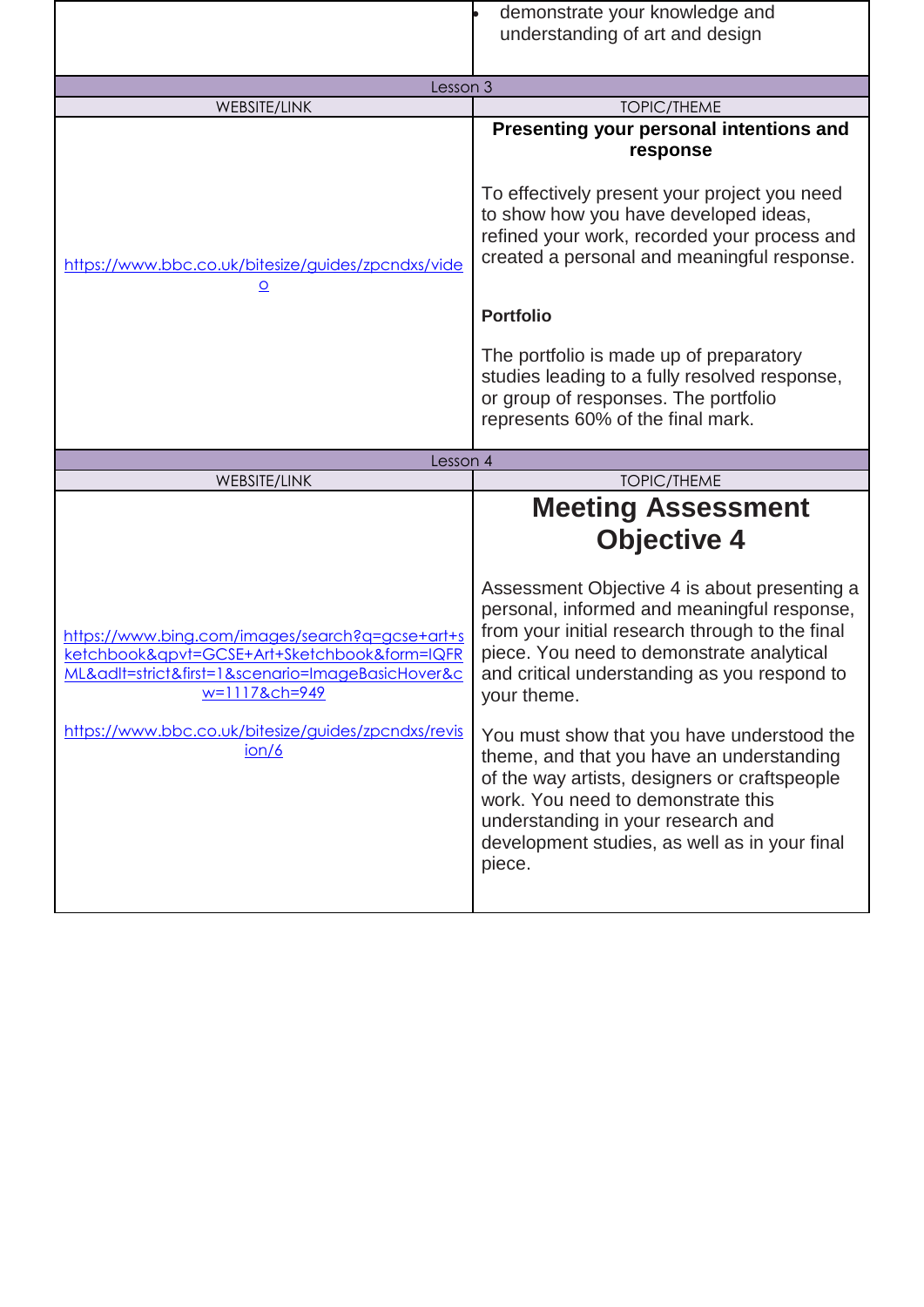| | |
|---|---|
| | • demonstrate your knowledge and understanding of art and design |
| Lesson 3 | |
| WEBSITE/LINK | TOPIC/THEME |
| https://www.bbc.co.uk/bitesize/guides/zpcndxs/video | **Presenting your personal intentions and response**<br><br>To effectively present your project you need to show how you have developed ideas, refined your work, recorded your process and created a personal and meaningful response.<br><br>**Portfolio**<br><br>The portfolio is made up of preparatory studies leading to a fully resolved response, or group of responses. The portfolio represents 60% of the final mark. |
| Lesson 4 | |
| WEBSITE/LINK | TOPIC/THEME |
| https://www.bing.com/images/search?q=gcse+art+sketchbook&qpvt=GCSE+Art+Sketchbook&form=IQFRML&adlt=strict&first=1&scenario=ImageBasicHover&cw=1117&ch=949<br><br>https://www.bbc.co.uk/bitesize/guides/zpcndxs/revision/6 | **Meeting Assessment Objective 4**<br><br>Assessment Objective 4 is about presenting a personal, informed and meaningful response, from your initial research through to the final piece. You need to demonstrate analytical and critical understanding as you respond to your theme.<br><br>You must show that you have understood the theme, and that you have an understanding of the way artists, designers or craftspeople work. You need to demonstrate this understanding in your research and development studies, as well as in your final piece. |